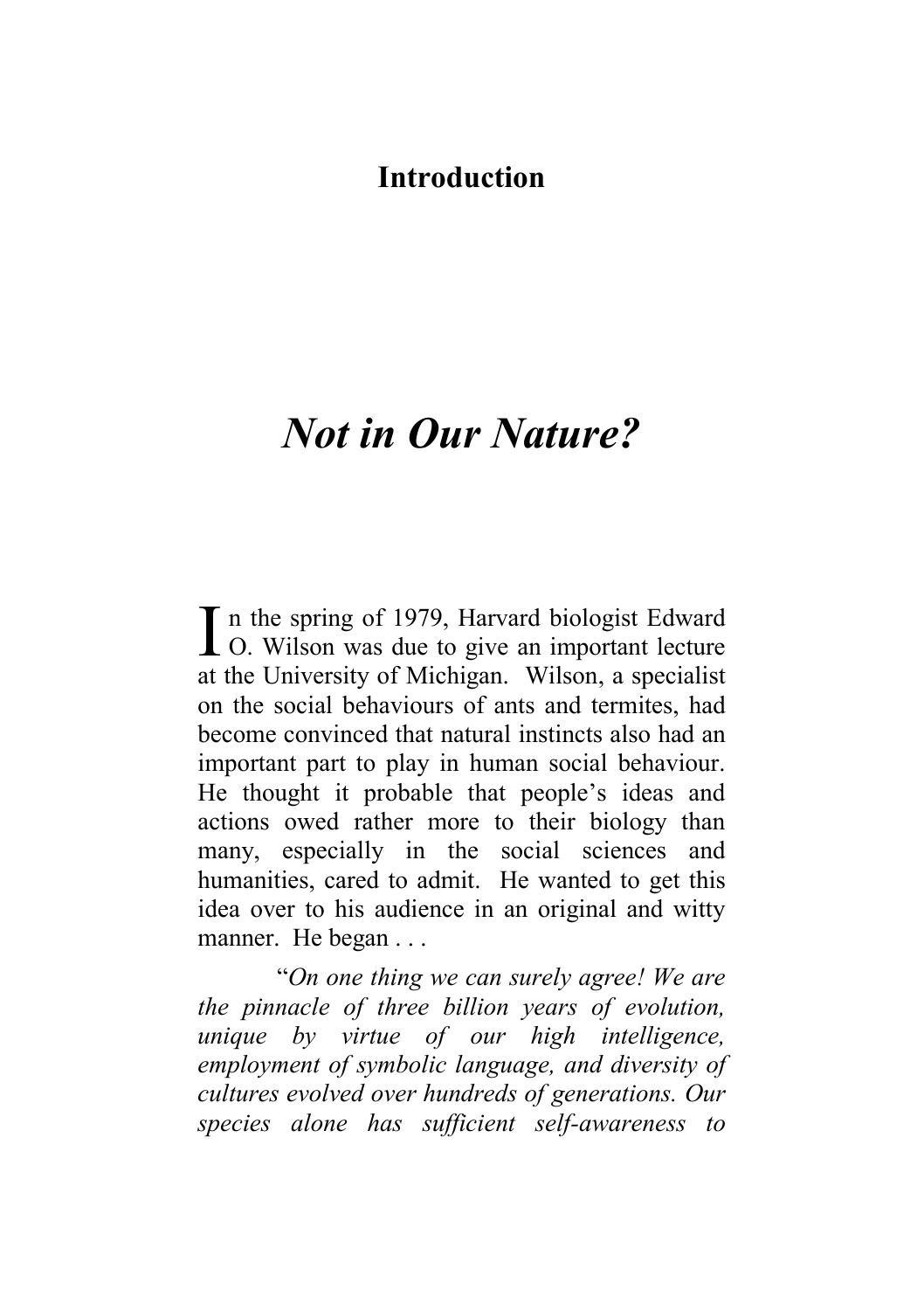# Introduction

## *Not in Our Nature?*

In the spring of 1979, Harvard biologist Edward O. Wilson was due to give an important lecture at the University of Michigan. Wilson, a specialist on the social behaviours of ants and termites, had become convinced that natural instincts also had an important part to play in human social behaviour. He thought it probable that people's ideas and actions owed rather more to their biology than many, especially in the social sciences and humanities, cared to admit. He wanted to get this idea over to his audience in an original and witty manner. He began . . .

"*On one thing we can surely agree! We are the pinnacle of three billion years of evolution, unique by virtue of our high intelligence, employment of symbolic language, and diversity of cultures evolved over hundreds of generations. Our species alone has sufficient self-awareness to*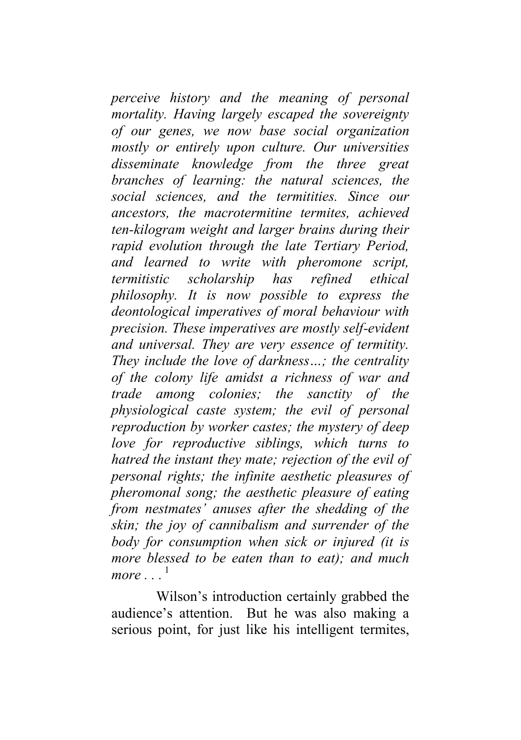*perceive history and the meaning of personal mortality. Having largely escaped the sovereignty of our genes, we now base social organization mostly or entirely upon culture. Our universities disseminate knowledge from the three great branches of learning: the natural sciences, the social sciences, and the termitities. Since our ancestors, the macrotermitine termites, achieved ten-kilogram weight and larger brains during their rapid evolution through the late Tertiary Period, and learned to write with pheromone script, termitistic scholarship has refined ethical philosophy. It is now possible to express the deontological imperatives of moral behaviour with precision. These imperatives are mostly self-evident and universal. They are very essence of termitity. They include the love of darkness…; the centrality of the colony life amidst a richness of war and trade among colonies; the sanctity of the physiological caste system; the evil of personal reproduction by worker castes; the mystery of deep love for reproductive siblings, which turns to hatred the instant they mate; rejection of the evil of personal rights; the infinite aesthetic pleasures of pheromonal song; the aesthetic pleasure of eating from nestmates' anuses after the shedding of the skin; the joy of cannibalism and surrender of the body for consumption when sick or injured (it is more blessed to be eaten than to eat); and much more . . .*[1]

Wilson's introduction certainly grabbed the audience's attention. But he was also making a serious point, for just like his intelligent termites,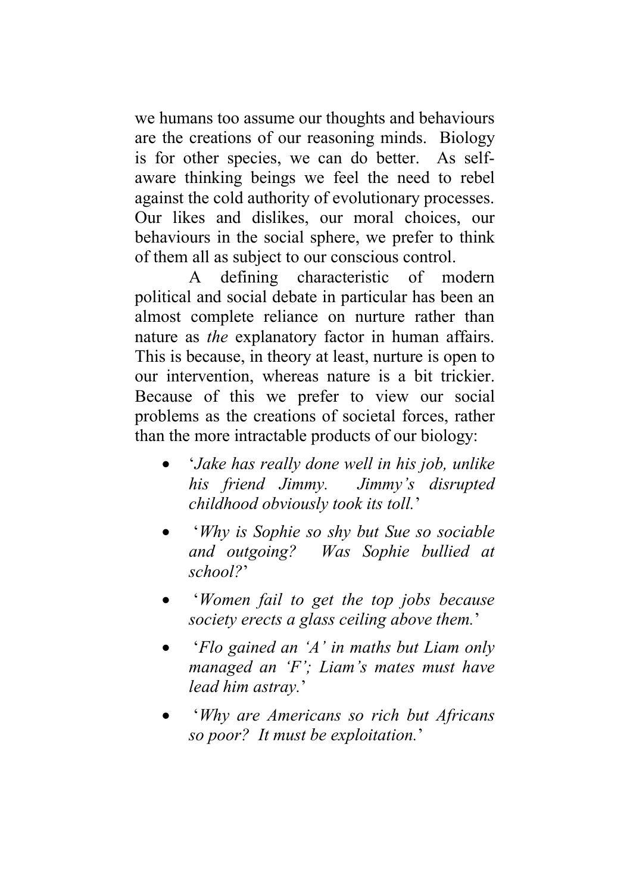we humans too assume our thoughts and behaviours are the creations of our reasoning minds. Biology is for other species, we can do better. As self-aware thinking beings we feel the need to rebel against the cold authority of evolutionary processes. Our likes and dislikes, our moral choices, our behaviours in the social sphere, we prefer to think of them all as subject to our conscious control.

A defining characteristic of modern political and social debate in particular has been an almost complete reliance on nurture rather than nature as *the* explanatory factor in human affairs. This is because, in theory at least, nurture is open to our intervention, whereas nature is a bit trickier. Because of this we prefer to view our social problems as the creations of societal forces, rather than the more intractable products of our biology:

- '*Jake has really done well in his job, unlike his friend Jimmy. Jimmy's disrupted childhood obviously took its toll.*'
- '*Why is Sophie so shy but Sue so sociable and outgoing? Was Sophie bullied at school?*'
- '*Women fail to get the top jobs because society erects a glass ceiling above them.*'
- '*Flo gained an 'A' in maths but Liam only managed an 'F'; Liam's mates must have lead him astray.*'
- '*Why are Americans so rich but Africans so poor? It must be exploitation.*'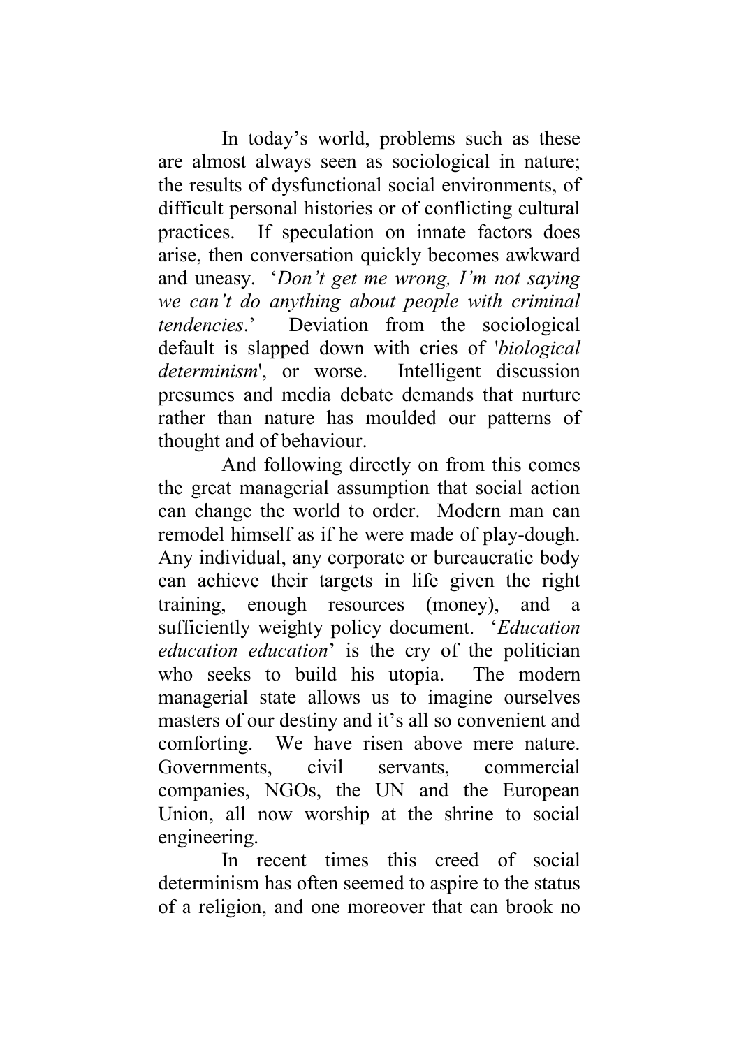In today's world, problems such as these are almost always seen as sociological in nature; the results of dysfunctional social environments, of difficult personal histories or of conflicting cultural practices. If speculation on innate factors does arise, then conversation quickly becomes awkward and uneasy. '*Don't get me wrong, I'm not saying we can't do anything about people with criminal tendencies*.' Deviation from the sociological default is slapped down with cries of '*biological determinism*', or worse. Intelligent discussion presumes and media debate demands that nurture rather than nature has moulded our patterns of thought and of behaviour.

And following directly on from this comes the great managerial assumption that social action can change the world to order. Modern man can remodel himself as if he were made of play-dough. Any individual, any corporate or bureaucratic body can achieve their targets in life given the right training, enough resources (money), and a sufficiently weighty policy document. '*Education education education*' is the cry of the politician who seeks to build his utopia. The modern managerial state allows us to imagine ourselves masters of our destiny and it's all so convenient and comforting. We have risen above mere nature. Governments, civil servants, commercial companies, NGOs, the UN and the European Union, all now worship at the shrine to social engineering.

In recent times this creed of social determinism has often seemed to aspire to the status of a religion, and one moreover that can brook no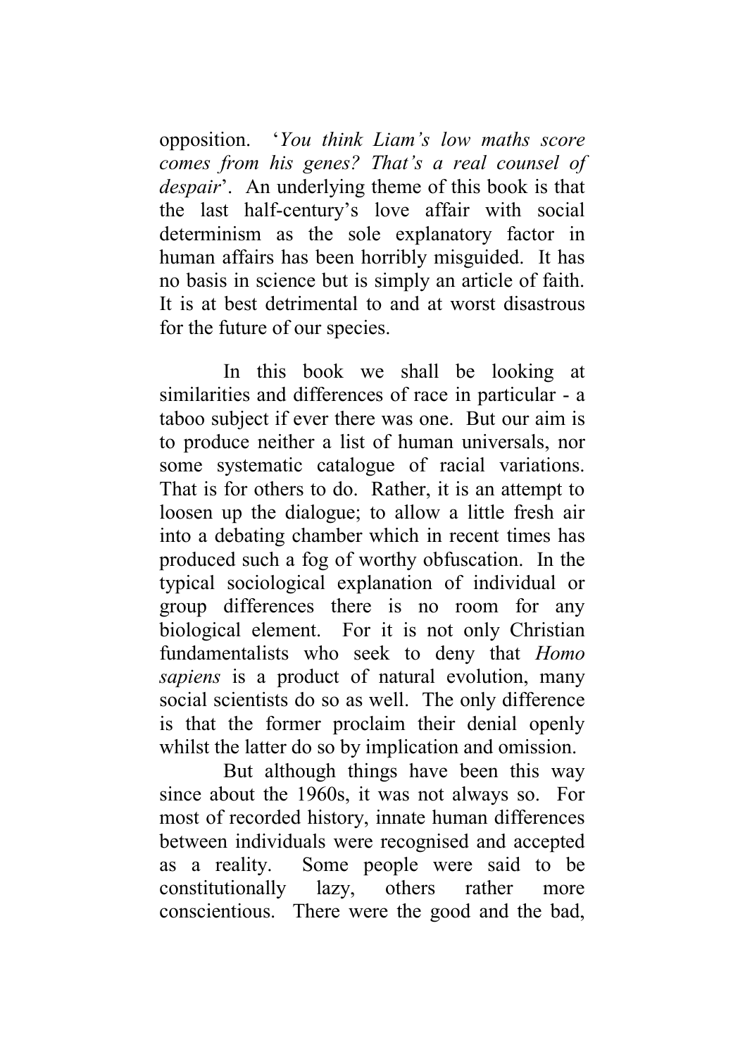opposition. '*You think Liam's low maths score comes from his genes? That's a real counsel of despair*'. An underlying theme of this book is that the last half-century's love affair with social determinism as the sole explanatory factor in human affairs has been horribly misguided. It has no basis in science but is simply an article of faith. It is at best detrimental to and at worst disastrous for the future of our species.

In this book we shall be looking at similarities and differences of race in particular - a taboo subject if ever there was one. But our aim is to produce neither a list of human universals, nor some systematic catalogue of racial variations. That is for others to do. Rather, it is an attempt to loosen up the dialogue; to allow a little fresh air into a debating chamber which in recent times has produced such a fog of worthy obfuscation. In the typical sociological explanation of individual or group differences there is no room for any biological element. For it is not only Christian fundamentalists who seek to deny that *Homo sapiens* is a product of natural evolution, many social scientists do so as well. The only difference is that the former proclaim their denial openly whilst the latter do so by implication and omission.

But although things have been this way since about the 1960s, it was not always so. For most of recorded history, innate human differences between individuals were recognised and accepted as a reality. Some people were said to be constitutionally lazy, others rather more conscientious. There were the good and the bad,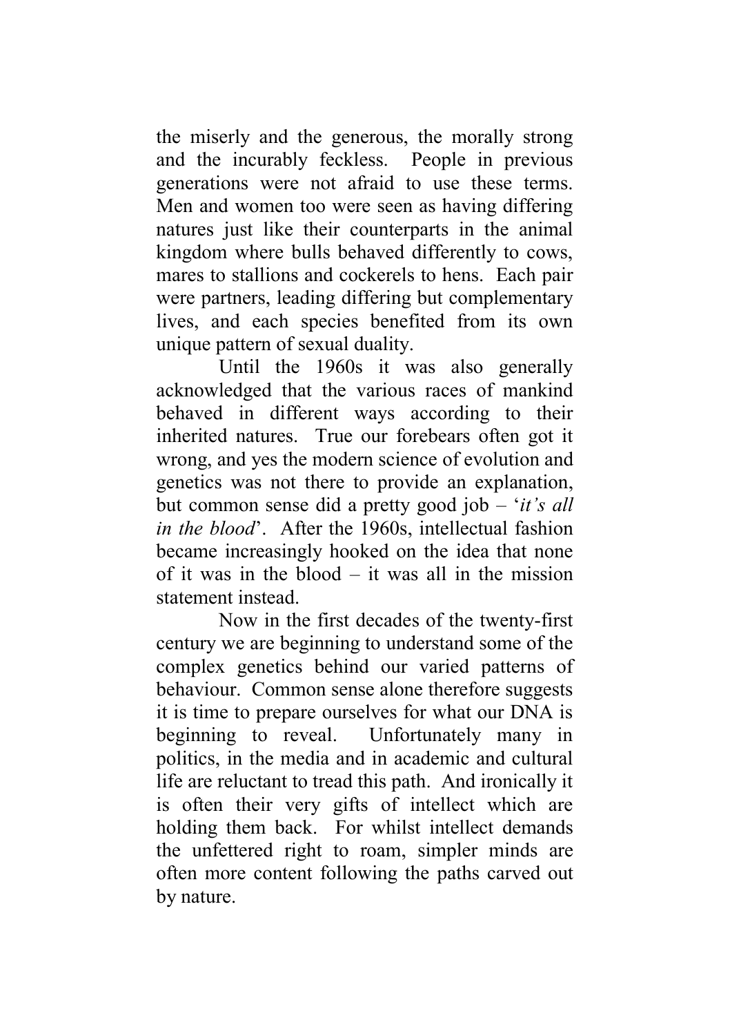the miserly and the generous, the morally strong and the incurably feckless. People in previous generations were not afraid to use these terms. Men and women too were seen as having differing natures just like their counterparts in the animal kingdom where bulls behaved differently to cows, mares to stallions and cockerels to hens. Each pair were partners, leading differing but complementary lives, and each species benefited from its own unique pattern of sexual duality.

Until the 1960s it was also generally acknowledged that the various races of mankind behaved in different ways according to their inherited natures. True our forebears often got it wrong, and yes the modern science of evolution and genetics was not there to provide an explanation, but common sense did a pretty good job – '*it's all in the blood*'. After the 1960s, intellectual fashion became increasingly hooked on the idea that none of it was in the blood – it was all in the mission statement instead.

Now in the first decades of the twenty-first century we are beginning to understand some of the complex genetics behind our varied patterns of behaviour. Common sense alone therefore suggests it is time to prepare ourselves for what our DNA is beginning to reveal. Unfortunately many in politics, in the media and in academic and cultural life are reluctant to tread this path. And ironically it is often their very gifts of intellect which are holding them back. For whilst intellect demands the unfettered right to roam, simpler minds are often more content following the paths carved out by nature.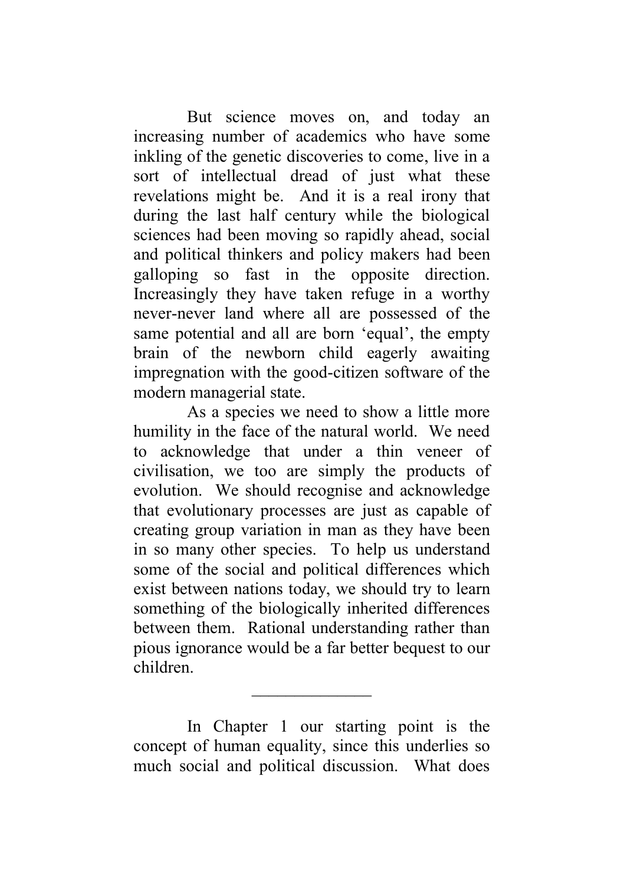But science moves on, and today an increasing number of academics who have some inkling of the genetic discoveries to come, live in a sort of intellectual dread of just what these revelations might be. And it is a real irony that during the last half century while the biological sciences had been moving so rapidly ahead, social and political thinkers and policy makers had been galloping so fast in the opposite direction. Increasingly they have taken refuge in a worthy never-never land where all are possessed of the same potential and all are born 'equal', the empty brain of the newborn child eagerly awaiting impregnation with the good-citizen software of the modern managerial state.

As a species we need to show a little more humility in the face of the natural world. We need to acknowledge that under a thin veneer of civilisation, we too are simply the products of evolution. We should recognise and acknowledge that evolutionary processes are just as capable of creating group variation in man as they have been in so many other species. To help us understand some of the social and political differences which exist between nations today, we should try to learn something of the biologically inherited differences between them. Rational understanding rather than pious ignorance would be a far better bequest to our children.

---

In Chapter 1 our starting point is the concept of human equality, since this underlies so much social and political discussion. What does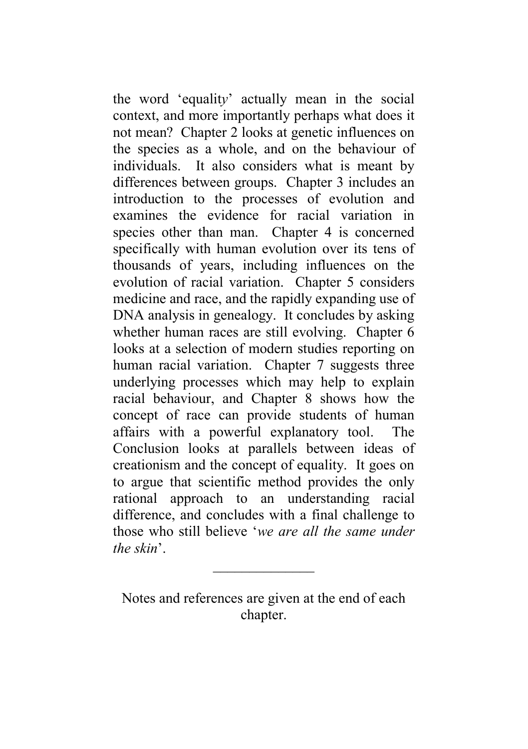the word 'equality' actually mean in the social context, and more importantly perhaps what does it not mean? Chapter 2 looks at genetic influences on the species as a whole, and on the behaviour of individuals. It also considers what is meant by differences between groups. Chapter 3 includes an introduction to the processes of evolution and examines the evidence for racial variation in species other than man. Chapter 4 is concerned specifically with human evolution over its tens of thousands of years, including influences on the evolution of racial variation. Chapter 5 considers medicine and race, and the rapidly expanding use of DNA analysis in genealogy. It concludes by asking whether human races are still evolving. Chapter 6 looks at a selection of modern studies reporting on human racial variation. Chapter 7 suggests three underlying processes which may help to explain racial behaviour, and Chapter 8 shows how the concept of race can provide students of human affairs with a powerful explanatory tool. The Conclusion looks at parallels between ideas of creationism and the concept of equality. It goes on to argue that scientific method provides the only rational approach to an understanding racial difference, and concludes with a final challenge to those who still believe '*we are all the same under the skin*'.

---

Notes and references are given at the end of each chapter.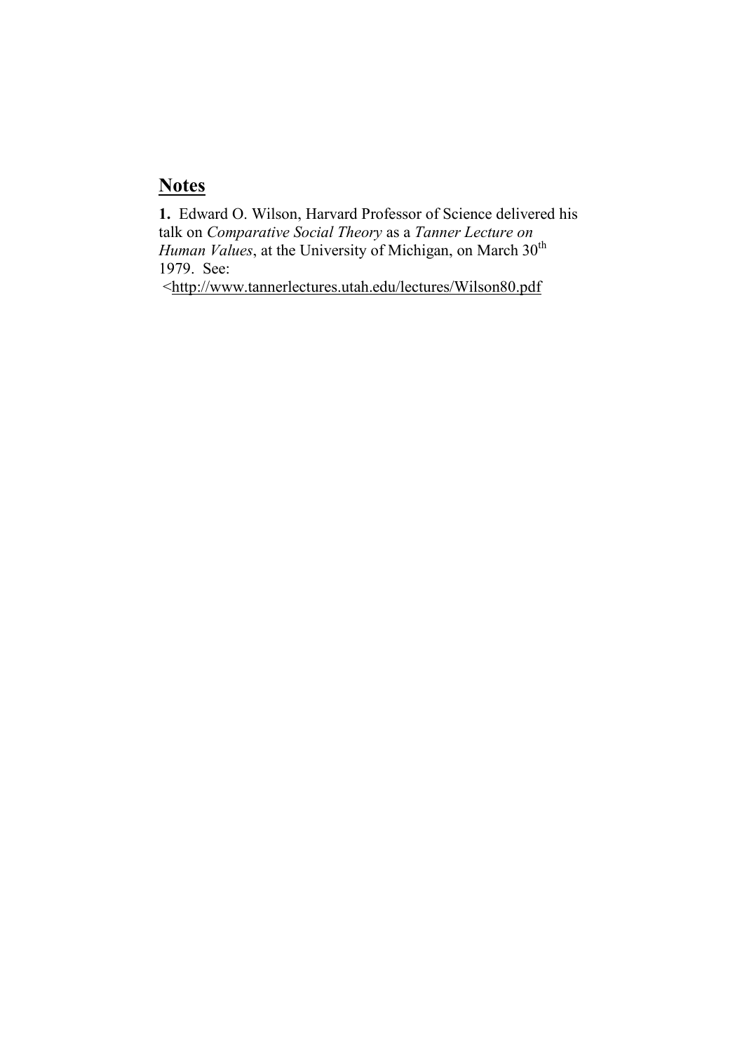## Notes

**1.** Edward O. Wilson, Harvard Professor of Science delivered his talk on *Comparative Social Theory* as a *Tanner Lecture on Human Values*, at the University of Michigan, on March 30th 1979. See: <http://www.tannerlectures.utah.edu/lectures/Wilson80.pdf